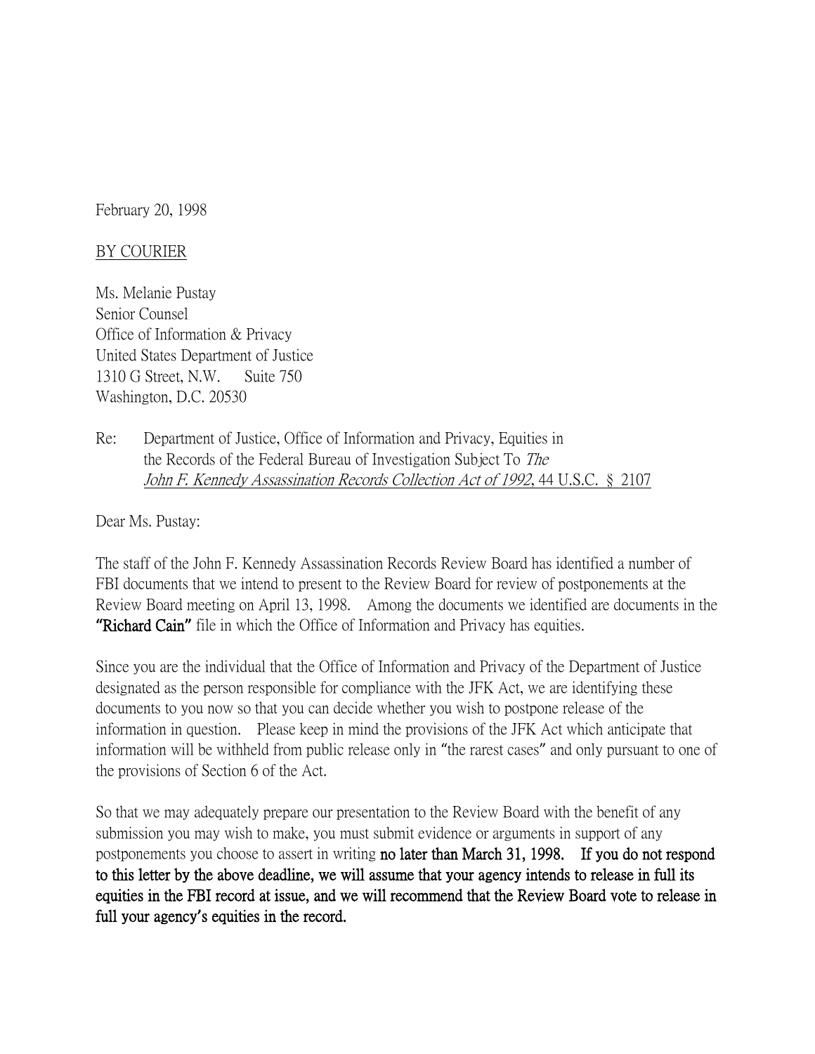February 20, 1998

BY COURIER

Ms. Melanie Pustay
Senior Counsel
Office of Information & Privacy
United States Department of Justice
1310 G Street, N.W.   Suite 750
Washington, D.C. 20530

Re: Department of Justice, Office of Information and Privacy, Equities in the Records of the Federal Bureau of Investigation Subject To *The John F. Kennedy Assassination Records Collection Act of 1992*, 44 U.S.C. § 2107

Dear Ms. Pustay:

The staff of the John F. Kennedy Assassination Records Review Board has identified a number of FBI documents that we intend to present to the Review Board for review of postponements at the Review Board meeting on April 13, 1998. Among the documents we identified are documents in the **"Richard Cain"** file in which the Office of Information and Privacy has equities.

Since you are the individual that the Office of Information and Privacy of the Department of Justice designated as the person responsible for compliance with the JFK Act, we are identifying these documents to you now so that you can decide whether you wish to postpone release of the information in question. Please keep in mind the provisions of the JFK Act which anticipate that information will be withheld from public release only in "the rarest cases" and only pursuant to one of the provisions of Section 6 of the Act.

So that we may adequately prepare our presentation to the Review Board with the benefit of any submission you may wish to make, you must submit evidence or arguments in support of any postponements you choose to assert in writing **no later than March 31, 1998. If you do not respond to this letter by the above deadline, we will assume that your agency intends to release in full its equities in the FBI record at issue, and we will recommend that the Review Board vote to release in full your agency's equities in the record.**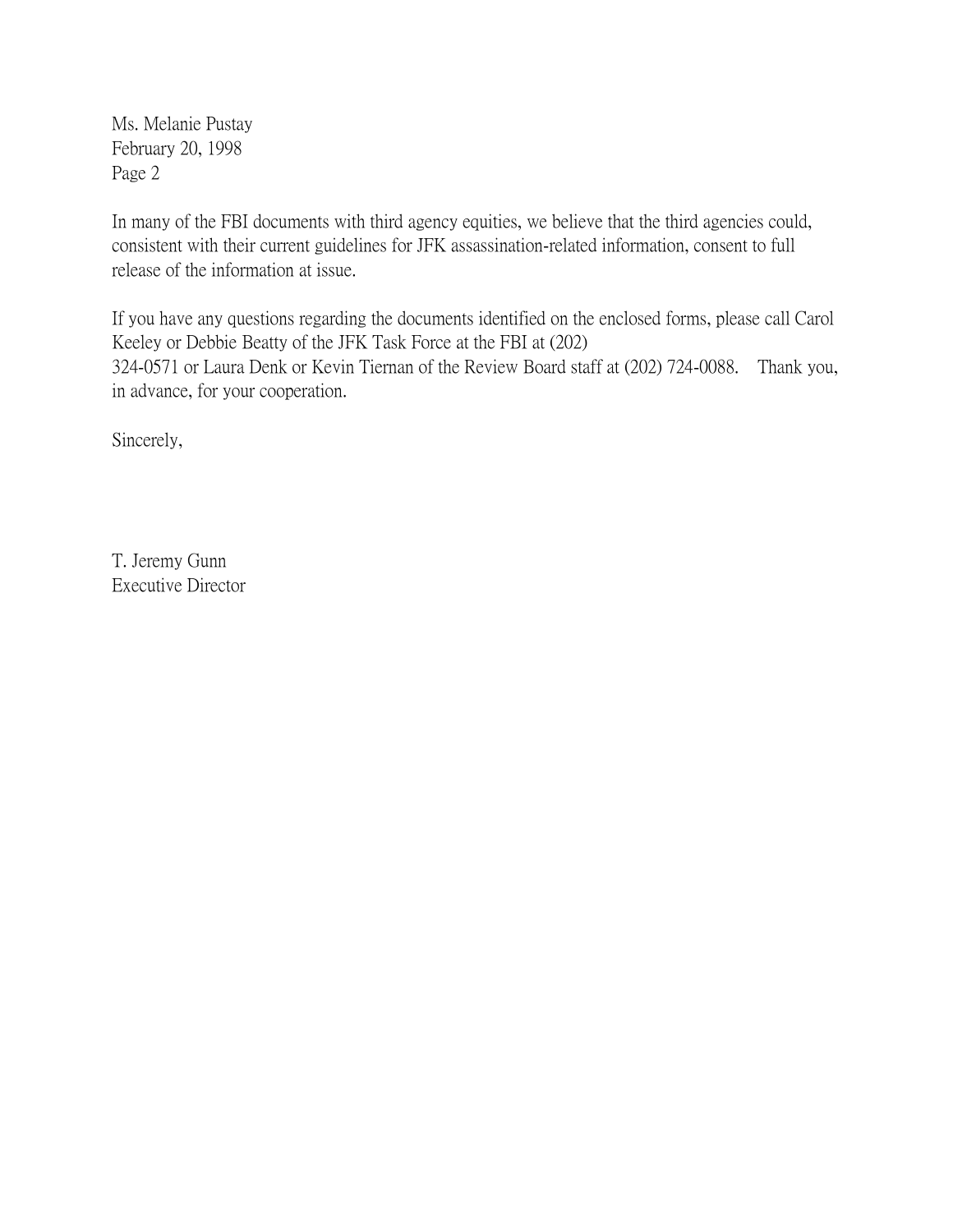Ms. Melanie Pustay
February 20, 1998
Page 2

In many of the FBI documents with third agency equities, we believe that the third agencies could, consistent with their current guidelines for JFK assassination-related information, consent to full release of the information at issue.

If you have any questions regarding the documents identified on the enclosed forms, please call Carol Keeley or Debbie Beatty of the JFK Task Force at the FBI at (202) 324-0571 or Laura Denk or Kevin Tiernan of the Review Board staff at (202) 724-0088. Thank you, in advance, for your cooperation.

Sincerely,

T. Jeremy Gunn
Executive Director